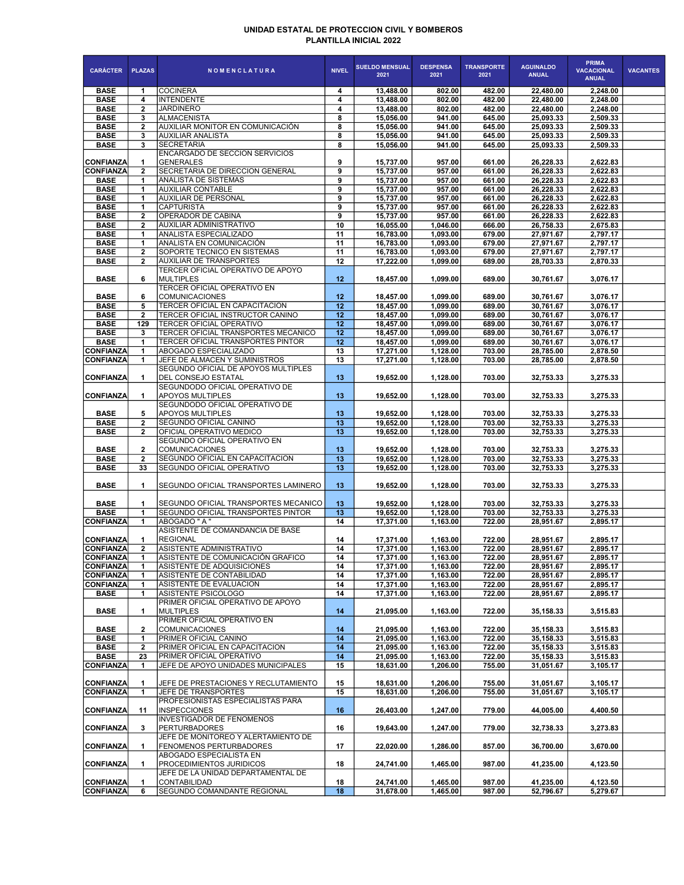## UNIDAD ESTATAL DE PROTECCION CIVIL Y BOMBEROS
## PLANTILLA INICIAL 2022

| CARÁCTER | PLAZAS | NOMENCLATURA | NIVEL | SUELDO MENSUAL 2021 | DESPENSA 2021 | TRANSPORTE 2021 | AGUINALDO ANUAL | PRIMA VACACIONAL ANUAL | VACANTES |
|---|---|---|---|---|---|---|---|---|---|
| BASE | 1 | COCINERA | 4 | 13,488.00 | 802.00 | 482.00 | 22,480.00 | 2,248.00 | |
| BASE | 4 | INTENDENTE | 4 | 13,488.00 | 802.00 | 482.00 | 22,480.00 | 2,248.00 | |
| BASE | 2 | JARDINERO | 4 | 13,488.00 | 802.00 | 482.00 | 22,480.00 | 2,248.00 | |
| BASE | 3 | ALMACENISTA | 8 | 15,056.00 | 941.00 | 645.00 | 25,093.33 | 2,509.33 | |
| BASE | 2 | AUXILIAR MONITOR EN COMUNICACIÓN | 8 | 15,056.00 | 941.00 | 645.00 | 25,093.33 | 2,509.33 | |
| BASE | 3 | AUXILIAR ANALISTA | 8 | 15,056.00 | 941.00 | 645.00 | 25,093.33 | 2,509.33 | |
| BASE | 3 | SECRETARIA | 8 | 15,056.00 | 941.00 | 645.00 | 25,093.33 | 2,509.33 | |
| CONFIANZA | 1 | ENCARGADO DE SECCION SERVICIOS GENERALES | 9 | 15,737.00 | 957.00 | 661.00 | 26,228.33 | 2,622.83 | |
| CONFIANZA | 2 | SECRETARIA DE DIRECCION GENERAL | 9 | 15,737.00 | 957.00 | 661.00 | 26,228.33 | 2,622.83 | |
| BASE | 1 | ANALISTA DE SISTEMAS | 9 | 15,737.00 | 957.00 | 661.00 | 26,228.33 | 2,622.83 | |
| BASE | 1 | AUXILIAR CONTABLE | 9 | 15,737.00 | 957.00 | 661.00 | 26,228.33 | 2,622.83 | |
| BASE | 1 | AUXILIAR DE PERSONAL | 9 | 15,737.00 | 957.00 | 661.00 | 26,228.33 | 2,622.83 | |
| BASE | 1 | CAPTURISTA | 9 | 15,737.00 | 957.00 | 661.00 | 26,228.33 | 2,622.83 | |
| BASE | 2 | OPERADOR DE CABINA | 9 | 15,737.00 | 957.00 | 661.00 | 26,228.33 | 2,622.83 | |
| BASE | 2 | AUXILIAR ADMINISTRATIVO | 10 | 16,055.00 | 1,046.00 | 666.00 | 26,758.33 | 2,675.83 | |
| BASE | 1 | ANALISTA ESPECIALIZADO | 11 | 16,783.00 | 1,093.00 | 679.00 | 27,971.67 | 2,797.17 | |
| BASE | 1 | ANALISTA EN COMUNICACIÓN | 11 | 16,783.00 | 1,093.00 | 679.00 | 27,971.67 | 2,797.17 | |
| BASE | 2 | SOPORTE TECNICO EN SISTEMAS | 11 | 16,783.00 | 1,093.00 | 679.00 | 27,971.67 | 2,797.17 | |
| BASE | 2 | AUXILIAR DE TRANSPORTES | 12 | 17,222.00 | 1,099.00 | 689.00 | 28,703.33 | 2,870.33 | |
| BASE | 6 | TERCER OFICIAL OPERATIVO DE APOYO MULTIPLES | 12 | 18,457.00 | 1,099.00 | 689.00 | 30,761.67 | 3,076.17 | |
| BASE | 6 | TERCER OFICIAL OPERATIVO EN COMUNICACIONES | 12 | 18,457.00 | 1,099.00 | 689.00 | 30,761.67 | 3,076.17 | |
| BASE | 5 | TERCER OFICIAL EN CAPACITACION | 12 | 18,457.00 | 1,099.00 | 689.00 | 30,761.67 | 3,076.17 | |
| BASE | 2 | TERCER OFICIAL INSTRUCTOR CANINO | 12 | 18,457.00 | 1,099.00 | 689.00 | 30,761.67 | 3,076.17 | |
| BASE | 129 | TERCER OFICIAL OPERATIVO | 12 | 18,457.00 | 1,099.00 | 689.00 | 30,761.67 | 3,076.17 | |
| BASE | 3 | TERCER OFICIAL TRANSPORTES MECANICO | 12 | 18,457.00 | 1,099.00 | 689.00 | 30,761.67 | 3,076.17 | |
| BASE | 1 | TERCER OFICIAL TRANSPORTES PINTOR | 12 | 18,457.00 | 1,099.00 | 689.00 | 30,761.67 | 3,076.17 | |
| CONFIANZA | 1 | ABOGADO ESPECIALIZADO | 13 | 17,271.00 | 1,128.00 | 703.00 | 28,785.00 | 2,878.50 | |
| CONFIANZA | 1 | JEFE DE ALMACEN Y SUMINISTROS | 13 | 17,271.00 | 1,128.00 | 703.00 | 28,785.00 | 2,878.50 | |
| CONFIANZA | 1 | SEGUNDO OFICIAL DE APOYOS MULTIPLES DEL CONSEJO ESTATAL | 13 | 19,652.00 | 1,128.00 | 703.00 | 32,753.33 | 3,275.33 | |
| CONFIANZA | 1 | SEGUNDODO OFICIAL OPERATIVO DE APOYOS MULTIPLES | 13 | 19,652.00 | 1,128.00 | 703.00 | 32,753.33 | 3,275.33 | |
| BASE | 5 | SEGUNDODO OFICIAL OPERATIVO DE APOYOS MULTIPLES | 13 | 19,652.00 | 1,128.00 | 703.00 | 32,753.33 | 3,275.33 | |
| BASE | 2 | SEGUNDO OFICIAL CANINO | 13 | 19,652.00 | 1,128.00 | 703.00 | 32,753.33 | 3,275.33 | |
| BASE | 2 | OFICIAL OPERATIVO MEDICO | 13 | 19,652.00 | 1,128.00 | 703.00 | 32,753.33 | 3,275.33 | |
| BASE | 2 | SEGUNDO OFICIAL OPERATIVO EN COMUNICACIONES | 13 | 19,652.00 | 1,128.00 | 703.00 | 32,753.33 | 3,275.33 | |
| BASE | 2 | SEGUNDO OFICIAL EN CAPACITACION | 13 | 19,652.00 | 1,128.00 | 703.00 | 32,753.33 | 3,275.33 | |
| BASE | 33 | SEGUNDO OFICIAL OPERATIVO | 13 | 19,652.00 | 1,128.00 | 703.00 | 32,753.33 | 3,275.33 | |
| BASE | 1 | SEGUNDO OFICIAL TRANSPORTES LAMINERO | 13 | 19,652.00 | 1,128.00 | 703.00 | 32,753.33 | 3,275.33 | |
| BASE | 1 | SEGUNDO OFICIAL TRANSPORTES MECANICO | 13 | 19,652.00 | 1,128.00 | 703.00 | 32,753.33 | 3,275.33 | |
| BASE | 1 | SEGUNDO OFICIAL TRANSPORTES PINTOR | 13 | 19,652.00 | 1,128.00 | 703.00 | 32,753.33 | 3,275.33 | |
| CONFIANZA | 1 | ABOGADO " A " | 14 | 17,371.00 | 1,163.00 | 722.00 | 28,951.67 | 2,895.17 | |
| CONFIANZA | 1 | ASISTENTE DE COMANDANCIA DE BASE REGIONAL | 14 | 17,371.00 | 1,163.00 | 722.00 | 28,951.67 | 2,895.17 | |
| CONFIANZA | 2 | ASISTENTE ADMINISTRATIVO | 14 | 17,371.00 | 1,163.00 | 722.00 | 28,951.67 | 2,895.17 | |
| CONFIANZA | 1 | ASISTENTE DE COMUNICACIÓN GRAFICO | 14 | 17,371.00 | 1,163.00 | 722.00 | 28,951.67 | 2,895.17 | |
| CONFIANZA | 1 | ASISTENTE DE ADQUISICIONES | 14 | 17,371.00 | 1,163.00 | 722.00 | 28,951.67 | 2,895.17 | |
| CONFIANZA | 1 | ASISTENTE DE CONTABILIDAD | 14 | 17,371.00 | 1,163.00 | 722.00 | 28,951.67 | 2,895.17 | |
| CONFIANZA | 1 | ASISTENTE DE EVALUACION | 14 | 17,371.00 | 1,163.00 | 722.00 | 28,951.67 | 2,895.17 | |
| BASE | 1 | ASISTENTE PSICOLOGO | 14 | 17,371.00 | 1,163.00 | 722.00 | 28,951.67 | 2,895.17 | |
| BASE | 1 | PRIMER OFICIAL OPERATIVO DE APOYO MULTIPLES | 14 | 21,095.00 | 1,163.00 | 722.00 | 35,158.33 | 3,515.83 | |
| BASE | 2 | PRIMER OFICIAL OPERATIVO EN COMUNICACIONES | 14 | 21,095.00 | 1,163.00 | 722.00 | 35,158.33 | 3,515.83 | |
| BASE | 1 | PRIMER OFICIAL CANINO | 14 | 21,095.00 | 1,163.00 | 722.00 | 35,158.33 | 3,515.83 | |
| BASE | 2 | PRIMER OFICIAL EN CAPACITACION | 14 | 21,095.00 | 1,163.00 | 722.00 | 35,158.33 | 3,515.83 | |
| BASE | 23 | PRIMER OFICIAL OPERATIVO | 14 | 21,095.00 | 1,163.00 | 722.00 | 35,158.33 | 3,515.83 | |
| CONFIANZA | 1 | JEFE DE APOYO UNIDADES MUNICIPALES | 15 | 18,631.00 | 1,206.00 | 755.00 | 31,051.67 | 3,105.17 | |
| CONFIANZA | 1 | JEFE DE PRESTACIONES Y RECLUTAMIENTO | 15 | 18,631.00 | 1,206.00 | 755.00 | 31,051.67 | 3,105.17 | |
| CONFIANZA | 1 | JEFE DE TRANSPORTES | 15 | 18,631.00 | 1,206.00 | 755.00 | 31,051.67 | 3,105.17 | |
| CONFIANZA | 11 | PROFESIONISTAS ESPECIALISTAS PARA INSPECCIONES | 16 | 26,403.00 | 1,247.00 | 779.00 | 44,005.00 | 4,400.50 | |
| CONFIANZA | 3 | INVESTIGADOR DE FENOMENOS PERTURBADORES | 16 | 19,643.00 | 1,247.00 | 779.00 | 32,738.33 | 3,273.83 | |
| CONFIANZA | 1 | JEFE DE MONITOREO Y ALERTAMIENTO DE FENOMENOS PERTURBADORES | 17 | 22,020.00 | 1,286.00 | 857.00 | 36,700.00 | 3,670.00 | |
| CONFIANZA | 1 | ABOGADO ESPECIALISTA EN PROCEDIMIENTOS JURIDICOS | 18 | 24,741.00 | 1,465.00 | 987.00 | 41,235.00 | 4,123.50 | |
| CONFIANZA | 1 | JEFE DE LA UNIDAD DEPARTAMENTAL DE CONTABILIDAD | 18 | 24,741.00 | 1,465.00 | 987.00 | 41,235.00 | 4,123.50 | |
| CONFIANZA | 6 | SEGUNDO COMANDANTE REGIONAL | 18 | 31,678.00 | 1,465.00 | 987.00 | 52,796.67 | 5,279.67 | |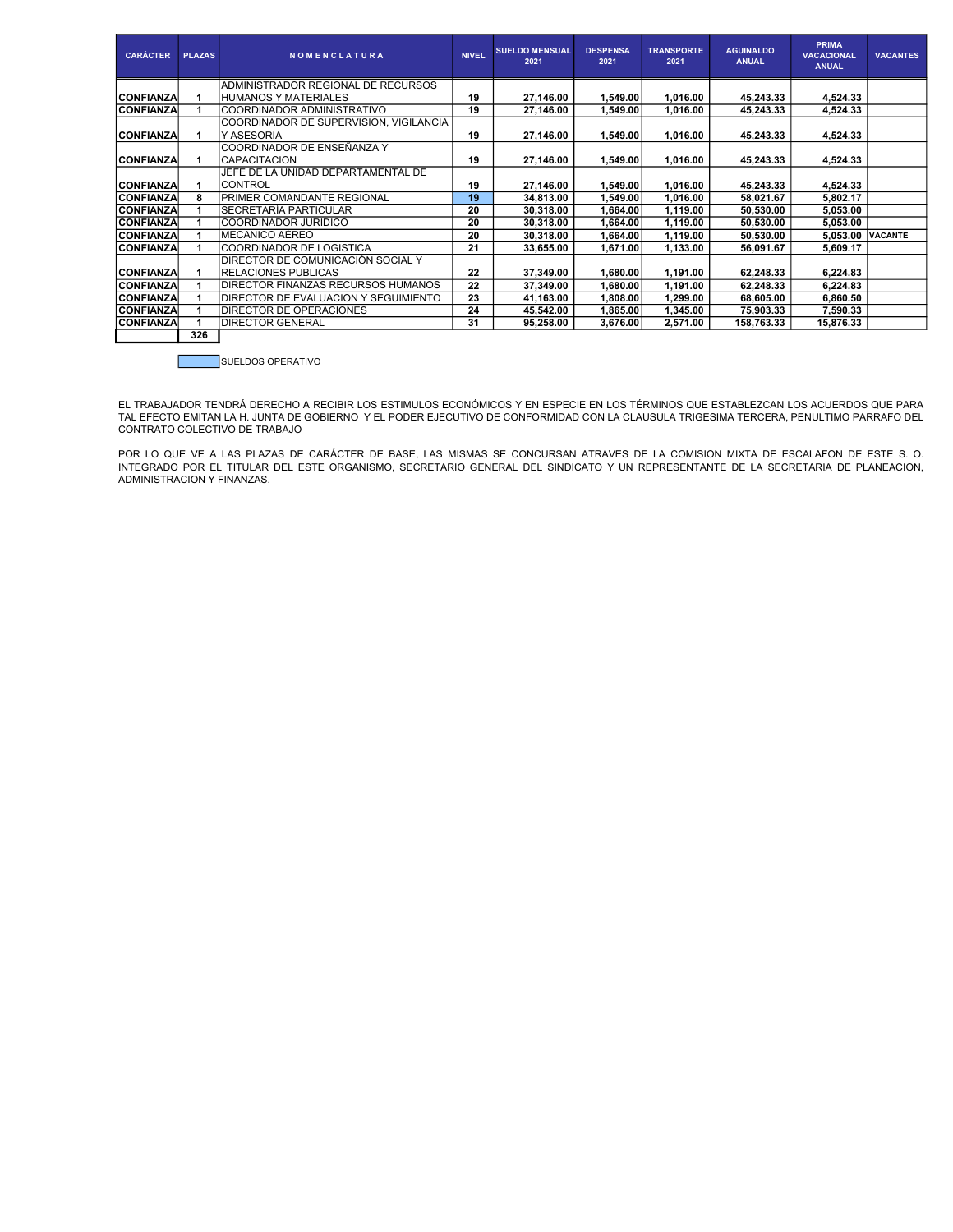| CARÁCTER | PLAZAS | N O M E N C L A T U R A | NIVEL | SUELDO MENSUAL 2021 | DESPENSA 2021 | TRANSPORTE 2021 | AGUINALDO ANUAL | PRIMA VACACIONAL ANUAL | VACANTES |
|---|---|---|---|---|---|---|---|---|---|
| CONFIANZA | 1 | ADMINISTRADOR REGIONAL DE RECURSOS HUMANOS Y MATERIALES | 19 | 27,146.00 | 1,549.00 | 1,016.00 | 45,243.33 | 4,524.33 | |
| CONFIANZA | 1 | COORDINADOR ADMINISTRATIVO | 19 | 27,146.00 | 1,549.00 | 1,016.00 | 45,243.33 | 4,524.33 | |
| CONFIANZA | 1 | COORDINADOR DE SUPERVISION, VIGILANCIA Y ASESORIA | 19 | 27,146.00 | 1,549.00 | 1,016.00 | 45,243.33 | 4,524.33 | |
| CONFIANZA | 1 | COORDINADOR DE ENSEÑANZA Y CAPACITACION | 19 | 27,146.00 | 1,549.00 | 1,016.00 | 45,243.33 | 4,524.33 | |
| CONFIANZA | 1 | JEFE DE LA UNIDAD DEPARTAMENTAL DE CONTROL | 19 | 27,146.00 | 1,549.00 | 1,016.00 | 45,243.33 | 4,524.33 | |
| CONFIANZA | 8 | PRIMER COMANDANTE REGIONAL | 19 | 34,813.00 | 1,549.00 | 1,016.00 | 58,021.67 | 5,802.17 | |
| CONFIANZA | 1 | SECRETARÍA PARTICULAR | 20 | 30,318.00 | 1,664.00 | 1,119.00 | 50,530.00 | 5,053.00 | |
| CONFIANZA | 1 | COORDINADOR JURIDICO | 20 | 30,318.00 | 1,664.00 | 1,119.00 | 50,530.00 | 5,053.00 | |
| CONFIANZA | 1 | MECANICO AEREO | 20 | 30,318.00 | 1,664.00 | 1,119.00 | 50,530.00 | 5,053.00 | VACANTE |
| CONFIANZA | 1 | COORDINADOR DE LOGISTICA | 21 | 33,655.00 | 1,671.00 | 1,133.00 | 56,091.67 | 5,609.17 | |
| CONFIANZA | 1 | DIRECTOR DE COMUNICACIÓN SOCIAL Y RELACIONES PUBLICAS | 22 | 37,349.00 | 1,680.00 | 1,191.00 | 62,248.33 | 6,224.83 | |
| CONFIANZA | 1 | DIRECTOR FINANZAS RECURSOS HUMANOS | 22 | 37,349.00 | 1,680.00 | 1,191.00 | 62,248.33 | 6,224.83 | |
| CONFIANZA | 1 | DIRECTOR DE EVALUACION Y SEGUIMIENTO | 23 | 41,163.00 | 1,808.00 | 1,299.00 | 68,605.00 | 6,860.50 | |
| CONFIANZA | 1 | DIRECTOR DE OPERACIONES | 24 | 45,542.00 | 1,865.00 | 1,345.00 | 75,903.33 | 7,590.33 | |
| CONFIANZA | 1 | DIRECTOR GENERAL | 31 | 95,258.00 | 3,676.00 | 2,571.00 | 158,763.33 | 15,876.33 | |
| | 326 | | | | | | | | |

SUELDOS OPERATIVO

EL TRABAJADOR TENDRÁ DERECHO A RECIBIR LOS ESTIMULOS ECONÓMICOS Y EN ESPECIE EN LOS TÉRMINOS QUE ESTABLEZCAN LOS ACUERDOS QUE PARA TAL EFECTO EMITAN LA H. JUNTA DE GOBIERNO Y EL PODER EJECUTIVO DE CONFORMIDAD CON LA CLAUSULA TRIGESIMA TERCERA, PENULTIMO PARRAFO DEL CONTRATO COLECTIVO DE TRABAJO

POR LO QUE VE A LAS PLAZAS DE CARÁCTER DE BASE, LAS MISMAS SE CONCURSAN ATRAVES DE LA COMISION MIXTA DE ESCALAFON DE ESTE S. O. INTEGRADO POR EL TITULAR DEL ESTE ORGANISMO, SECRETARIO GENERAL DEL SINDICATO Y UN REPRESENTANTE DE LA SECRETARIA DE PLANEACION, ADMINISTRACION Y FINANZAS.